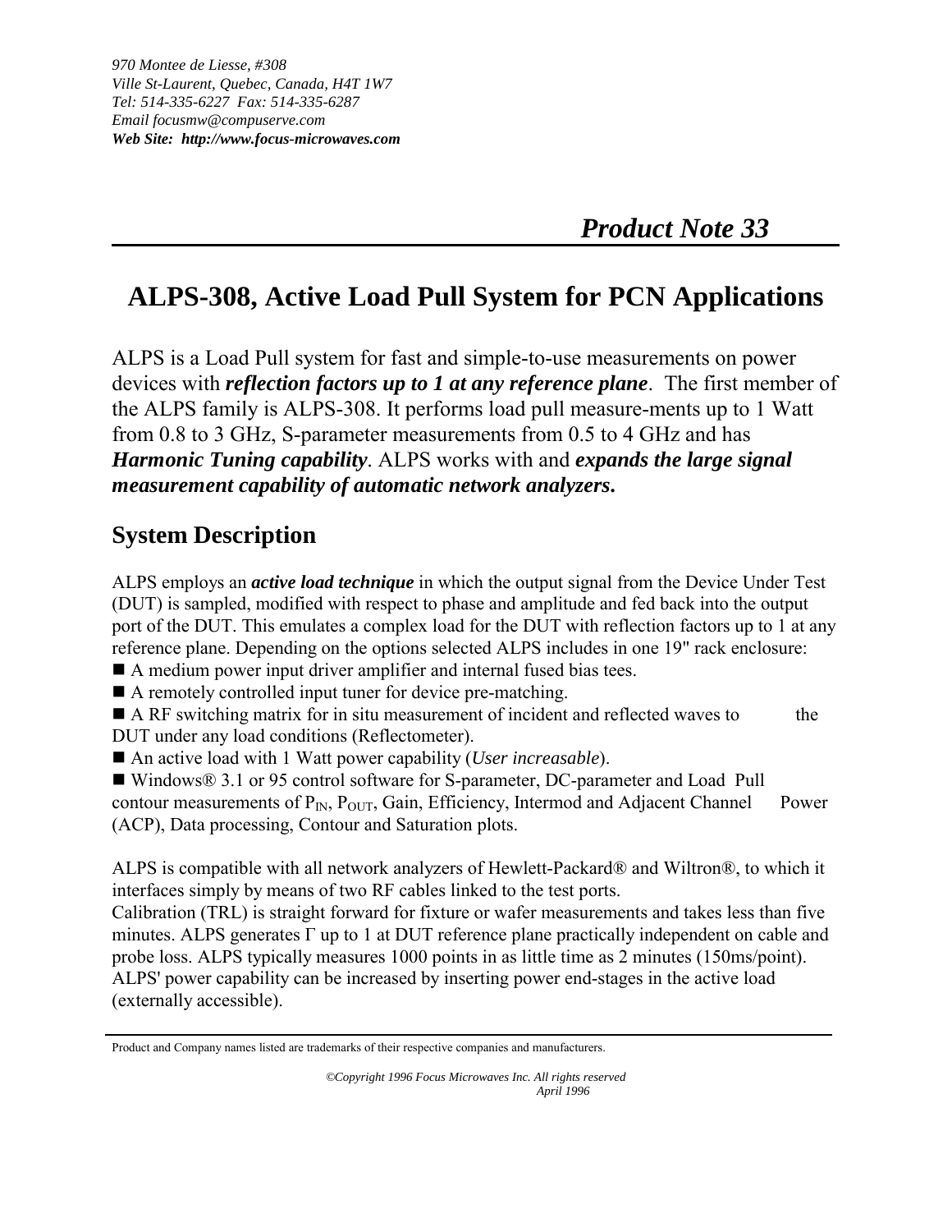*970 Montee de Liesse, #308*
*Ville St-Laurent, Quebec, Canada, H4T 1W7*
*Tel: 514-335-6227 Fax: 514-335-6287*
*Email focusmw@compuserve.com*
***Web Site: http://www.focus-microwaves.com***

## *Product Note 33*

# ALPS-308, Active Load Pull System for PCN Applications

ALPS is a Load Pull system for fast and simple-to-use measurements on power devices with ***reflection factors up to 1 at any reference plane***. The first member of the ALPS family is ALPS-308. It performs load pull measure-ments up to 1 Watt from 0.8 to 3 GHz, S-parameter measurements from 0.5 to 4 GHz and has ***Harmonic Tuning capability***. ALPS works with and ***expands the large signal measurement capability of automatic network analyzers.***

## System Description

ALPS employs an ***active load technique*** in which the output signal from the Device Under Test (DUT) is sampled, modified with respect to phase and amplitude and fed back into the output port of the DUT. This emulates a complex load for the DUT with reflection factors up to 1 at any reference plane. Depending on the options selected ALPS includes in one 19" rack enclosure:

- A medium power input driver amplifier and internal fused bias tees.
- A remotely controlled input tuner for device pre-matching.
- A RF switching matrix for in situ measurement of incident and reflected waves to the DUT under any load conditions (Reflectometer).
- An active load with 1 Watt power capability (*User increasable*).
- Windows® 3.1 or 95 control software for S-parameter, DC-parameter and Load Pull contour measurements of $P_{IN}$, $P_{OUT}$, Gain, Efficiency, Intermod and Adjacent Channel Power (ACP), Data processing, Contour and Saturation plots.

ALPS is compatible with all network analyzers of Hewlett-Packard® and Wiltron®, to which it interfaces simply by means of two RF cables linked to the test ports.
Calibration (TRL) is straight forward for fixture or wafer measurements and takes less than five minutes. ALPS generates $\Gamma$ up to 1 at DUT reference plane practically independent on cable and probe loss. ALPS typically measures 1000 points in as little time as 2 minutes (150ms/point).
ALPS' power capability can be increased by inserting power end-stages in the active load (externally accessible).

Product and Company names listed are trademarks of their respective companies and manufacturers.

*©Copyright 1996 Focus Microwaves Inc. All rights reserved*
*April 1996*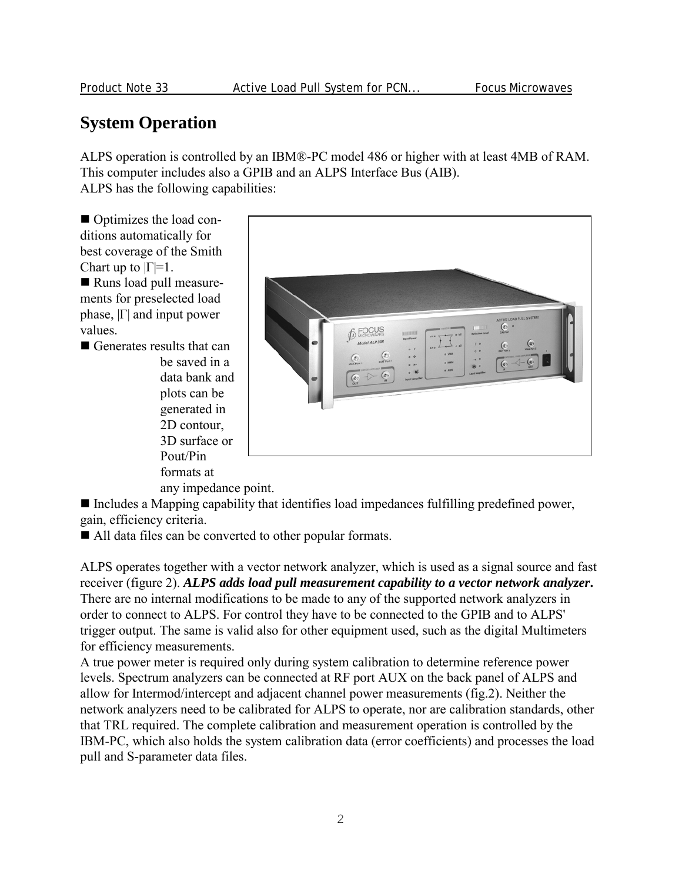# System Operation

ALPS operation is controlled by an IBM®-PC model 486 or higher with at least 4MB of RAM. This computer includes also a GPIB and an ALPS Interface Bus (AIB).
ALPS has the following capabilities:

- Optimizes the load conditions automatically for best coverage of the Smith Chart up to $|\Gamma|=1$.
- Runs load pull measurements for preselected load phase, $|\Gamma|$ and input power values.
- Generates results that can be saved in a data bank and plots can be generated in 2D contour, 3D surface or Pout/Pin formats at any impedance point.
- Includes a Mapping capability that identifies load impedances fulfilling predefined power, gain, efficiency criteria.
- All data files can be converted to other popular formats.

ALPS operates together with a vector network analyzer, which is used as a signal source and fast receiver (figure 2). ***ALPS adds load pull measurement capability to a vector network analyzer.*** There are no internal modifications to be made to any of the supported network analyzers in order to connect to ALPS. For control they have to be connected to the GPIB and to ALPS' trigger output. The same is valid also for other equipment used, such as the digital Multimeters for efficiency measurements.
A true power meter is required only during system calibration to determine reference power levels. Spectrum analyzers can be connected at RF port AUX on the back panel of ALPS and allow for Intermod/intercept and adjacent channel power measurements (fig.2). Neither the network analyzers need to be calibrated for ALPS to operate, nor are calibration standards, other that TRL required. The complete calibration and measurement operation is controlled by the IBM-PC, which also holds the system calibration data (error coefficients) and processes the load pull and S-parameter data files.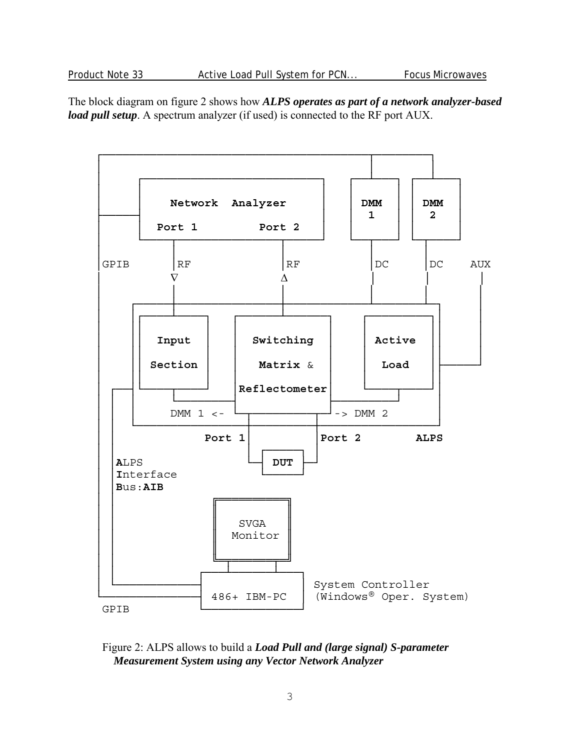The block diagram on figure 2 shows how ***ALPS operates as part of a network analyzer-based load pull setup***. A spectrum analyzer (if used) is connected to the RF port AUX.

```
 ┌──────────────────────────────────────────────┬──────────┐
 │        ┌──────────────────────────┐      ┌───┴───┐  ┌───┴───┐
 │        │   Network  Analyzer      │      │  DMM  │  │  DMM  │
 ├────────┤                          │      │   1   │  │   2   │
 │        │  Port 1         Port 2   │      │       │  │       │
 │        └────┬─────────────┬───────┘      └───┬───┘  └───┬───┘
 │GPIB         │RF           │RF                │DC        │DC     AUX
 │             ▽             Δ                  │          │        │
 │       ┌─────┴─────────────┴──────────────────┴──────────┴──┐     │
 │       │ ┌─────────┐  ┌──────────────┐   ┌─────────┐      │     │
 │       │ │  Input  │  │  Switching   │   │ Active  │      │     │
 │       │ │ Section │  │   Matrix &   │   │  Load   │      ├─────┘
 │ ┌─────┤ └────┬────┘  │Reflectometer │   └────┬────┘      │
 │ │     │      └───────┤              ├────────┘           │
 │ │     │   DMM 1 <-   └──┬────────┬──┘  -> DMM 2          │
 │ │     └─────────────────┼────────┼───────────────────────┘
 │ │              Port 1   │        │   Port 2        ALPS
 │ │ ALPS                  │ ┌─────┐│
 │ │ Interface             └─┤ DUT ├┘
 │ │ Bus:AIB                 └─────┘
 │ │
 │ │                ┌──────────┐
 │ │                │   SVGA   │
 │ │                │  Monitor │
 │ │                └──┬────┬──┘
 │ │            ┌──────┴────┴───┐
 │ └────────────┤               │   System Controller
 └──────────────┤  486+ IBM-PC  │   (Windows® Oper. System)
 GPIB           └───────────────┘
```

Figure 2: ALPS allows to build a ***Load Pull and (large signal) S-parameter Measurement System using any Vector Network Analyzer***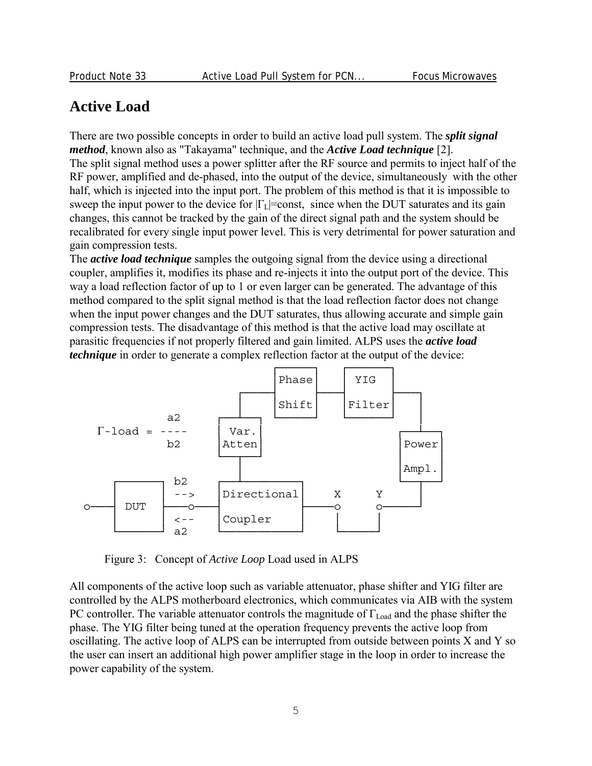# Active Load

There are two possible concepts in order to build an active load pull system. The ***split signal method***, known also as "Takayama" technique, and the ***Active Load technique*** [2].
The split signal method uses a power splitter after the RF source and permits to inject half of the RF power, amplified and de-phased, into the output of the device, simultaneously with the other half, which is injected into the input port. The problem of this method is that it is impossible to sweep the input power to the device for $|\Gamma_L|$=const, since when the DUT saturates and its gain changes, this cannot be tracked by the gain of the direct signal path and the system should be recalibrated for every single input power level. This is very detrimental for power saturation and gain compression tests.
The ***active load technique*** samples the outgoing signal from the device using a directional coupler, amplifies it, modifies its phase and re-injects it into the output port of the device. This way a load reflection factor of up to 1 or even larger can be generated. The advantage of this method compared to the split signal method is that the load reflection factor does not change when the input power changes and the DUT saturates, thus allowing accurate and simple gain compression tests. The disadvantage of this method is that the active load may oscillate at parasitic frequencies if not properly filtered and gain limited. ALPS uses the ***active load technique*** in order to generate a complex reflection factor at the output of the device:

```
                                  ┌───────┐     ┌───────┐
                                  │ Phase │     │  YIG  │
                            ┌─────┤       ├─────┤       ├─────┐
                            │     │ Shift │     │ Filter│     │
          a2             ┌──┴──┐  └───────┘     └───────┘     │
 Γ-load = ----           │ Var.│                           ┌──┴───┐
          b2             │Atten│                           │Power │
                         └──┬──┘                           │      │
                            │                              │Ampl. │
      ┌──────┐   b2      ┌──┴──────────┐                   └──┬───┘
      │      │   -->     │ Directional │     X      Y         │
 o────┤ DUT  ├────o──────┤             ├─────o      o─────────┘
      │      │   <--     │ Coupler     │     │      │
      └──────┘   a2      └─────────────┘     └──────┘
```

Figure 3: Concept of *Active Loop* Load used in ALPS

All components of the active loop such as variable attenuator, phase shifter and YIG filter are controlled by the ALPS motherboard electronics, which communicates via AIB with the system PC controller. The variable attenuator controls the magnitude of $\Gamma_{Load}$ and the phase shifter the phase. The YIG filter being tuned at the operation frequency prevents the active loop from oscillating. The active loop of ALPS can be interrupted from outside between points X and Y so the user can insert an additional high power amplifier stage in the loop in order to increase the power capability of the system.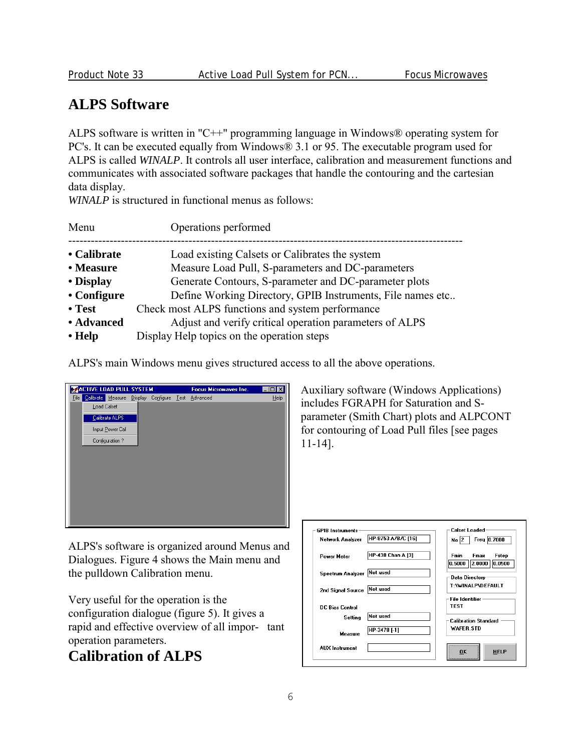# ALPS Software

ALPS software is written in "C++" programming language in Windows® operating system for PC's. It can be executed equally from Windows® 3.1 or 95. The executable program used for ALPS is called *WINALP*. It controls all user interface, calibration and measurement functions and communicates with associated software packages that handle the contouring and the cartesian data display.
*WINALP* is structured in functional menus as follows:

| Menu | Operations performed |
|---|---|
| • **Calibrate** | Load existing Calsets or Calibrates the system |
| • **Measure** | Measure Load Pull, S-parameters and DC-parameters |
| • **Display** | Generate Contours, S-parameter and DC-parameter plots |
| • **Configure** | Define Working Directory, GPIB Instruments, File names etc.. |
| • **Test** | Check most ALPS functions and system performance |
| • **Advanced** | Adjust and verify critical operation parameters of ALPS |
| • **Help** | Display Help topics on the operation steps |

ALPS's main Windows menu gives structured access to all the above operations.

Auxiliary software (Windows Applications) includes FGRAPH for Saturation and S-parameter (Smith Chart) plots and ALPCONT for contouring of Load Pull files [see pages 11-14].

ALPS's software is organized around Menus and Dialogues. Figure 4 shows the Main menu and the pulldown Calibration menu.

Very useful for the operation is the configuration dialogue (figure 5). It gives a rapid and effective overview of all important operation parameters.

# Calibration of ALPS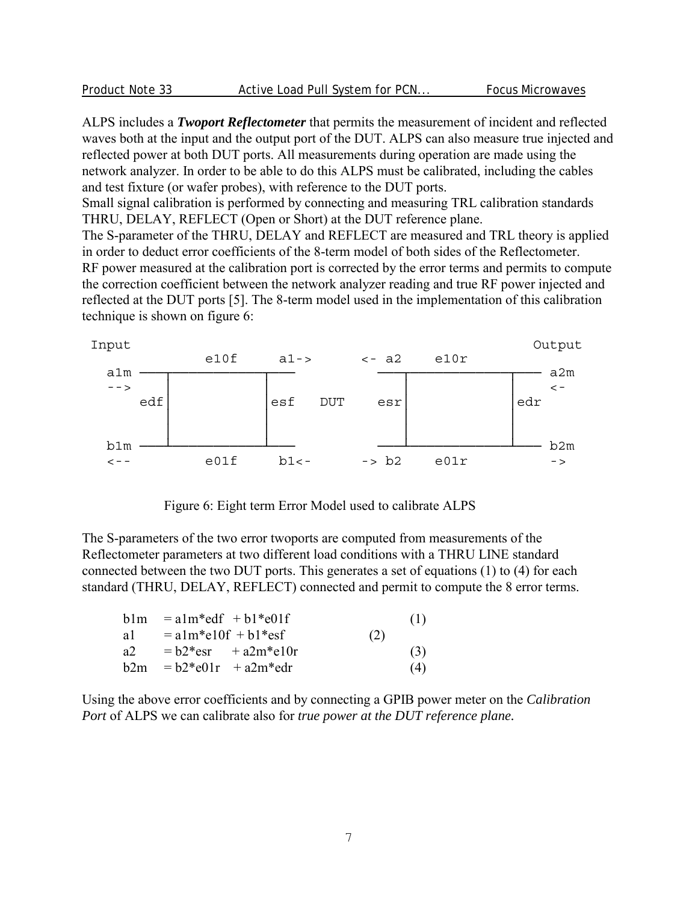ALPS includes a ***Twoport Reflectometer*** that permits the measurement of incident and reflected waves both at the input and the output port of the DUT. ALPS can also measure true injected and reflected power at both DUT ports. All measurements during operation are made using the network analyzer. In order to be able to do this ALPS must be calibrated, including the cables and test fixture (or wafer probes), with reference to the DUT ports.
Small signal calibration is performed by connecting and measuring TRL calibration standards THRU, DELAY, REFLECT (Open or Short) at the DUT reference plane.
The S-parameter of the THRU, DELAY and REFLECT are measured and TRL theory is applied in order to deduct error coefficients of the 8-term model of both sides of the Reflectometer.
RF power measured at the calibration port is corrected by the error terms and permits to compute the correction coefficient between the network analyzer reading and true RF power injected and reflected at the DUT ports [5]. The 8-term model used in the implementation of this calibration technique is shown on figure 6:

```
 Input                                                         Output
               e10f      a1->       <- a2     e10r
  a1m ─────┬────────────────┬──         ──┬──────────────┬──── a2m
  -->      │                │             │              │     <-
        edf│                │esf   DUT  esr│              │edr
           │                │             │              │
  b1m ─────┴────────────────┴──         ──┴──────────────┴──── b2m
  <--          e01f      b1<-       -> b2     e01r             ->
```

Figure 6: Eight term Error Model used to calibrate ALPS

The S-parameters of the two error twoports are computed from measurements of the Reflectometer parameters at two different load conditions with a THRU LINE standard connected between the two DUT ports. This generates a set of equations (1) to (4) for each standard (THRU, DELAY, REFLECT) connected and permit to compute the 8 error terms.

$$b1m = a1m \cdot edf + b1 \cdot e01f \quad (1)$$

$$a1 = a1m \cdot e10f + b1 \cdot esf \quad (2)$$

$$a2 = b2 \cdot esr + a2m \cdot e10r \quad (3)$$

$$b2m = b2 \cdot e01r + a2m \cdot edr \quad (4)$$

Using the above error coefficients and by connecting a GPIB power meter on the *Calibration Port* of ALPS we can calibrate also for *true power at the DUT reference plane.*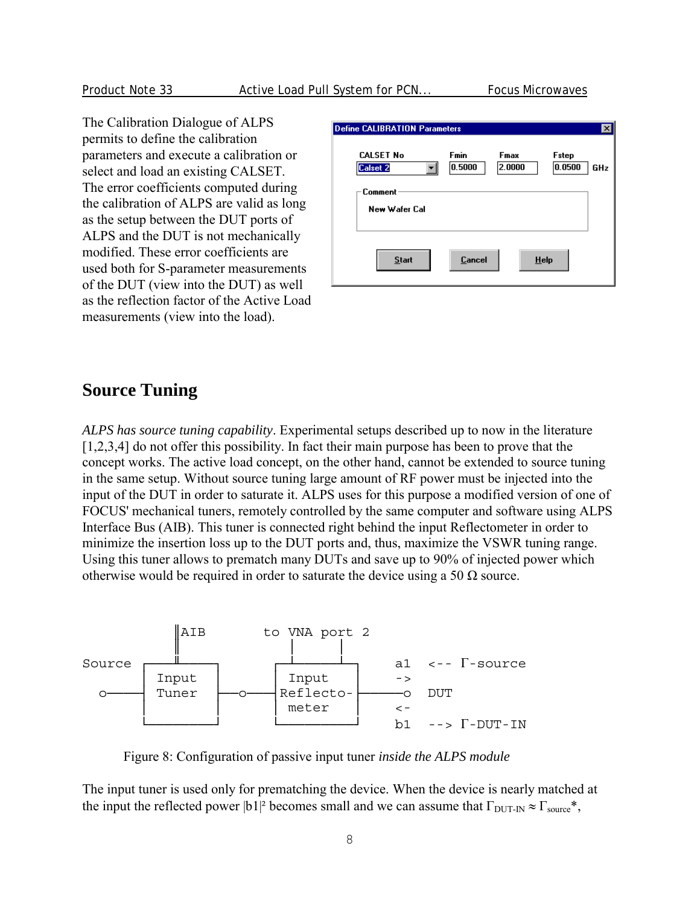The Calibration Dialogue of ALPS permits to define the calibration parameters and execute a calibration or select and load an existing CALSET. The error coefficients computed during the calibration of ALPS are valid as long as the setup between the DUT ports of ALPS and the DUT is not mechanically modified. These error coefficients are used both for S-parameter measurements of the DUT (view into the DUT) as well as the reflection factor of the Active Load measurements (view into the load).

**Define CALIBRATION Parameters**

| CALSET No | Fmin | Fmax | Fstep | |
|---|---|---|---|---|
| Calset 2 | 0.5000 | 2.0000 | 0.0500 | GHz |

Comment: New Wafer Cal

Start | Cancel | Help

## Source Tuning

*ALPS has source tuning capability*. Experimental setups described up to now in the literature [1,2,3,4] do not offer this possibility. In fact their main purpose has been to prove that the concept works. The active load concept, on the other hand, cannot be extended to source tuning in the same setup. Without source tuning large amount of RF power must be injected into the input of the DUT in order to saturate it. ALPS uses for this purpose a modified version of one of FOCUS' mechanical tuners, remotely controlled by the same computer and software using ALPS Interface Bus (AIB). This tuner is connected right behind the input Reflectometer in order to minimize the insertion loss up to the DUT ports and, thus, maximize the VSWR tuning range. Using this tuner allows to prematch many DUTs and save up to 90% of injected power which otherwise would be required in order to saturate the device using a 50 Ω source.

```
                ||AIB          to VNA port 2
                ||                |      |
Source      ____||_____        ___|______|___      a1   <-- Γ-source
           |  Input    |      |   Input      |     ->
   o-------|  Tuner    |--o---| Reflecto-    |-------o  DUT
           |           |      |   meter      |     <-
           |___________|      |______________|     b1   --> Γ-DUT-IN
```

Figure 8: Configuration of passive input tuner *inside the ALPS module*

The input tuner is used only for prematching the device. When the device is nearly matched at the input the reflected power $|b1|^2$ becomes small and we can assume that $\Gamma_{DUT\text{-}IN} \approx \Gamma_{source}^*$,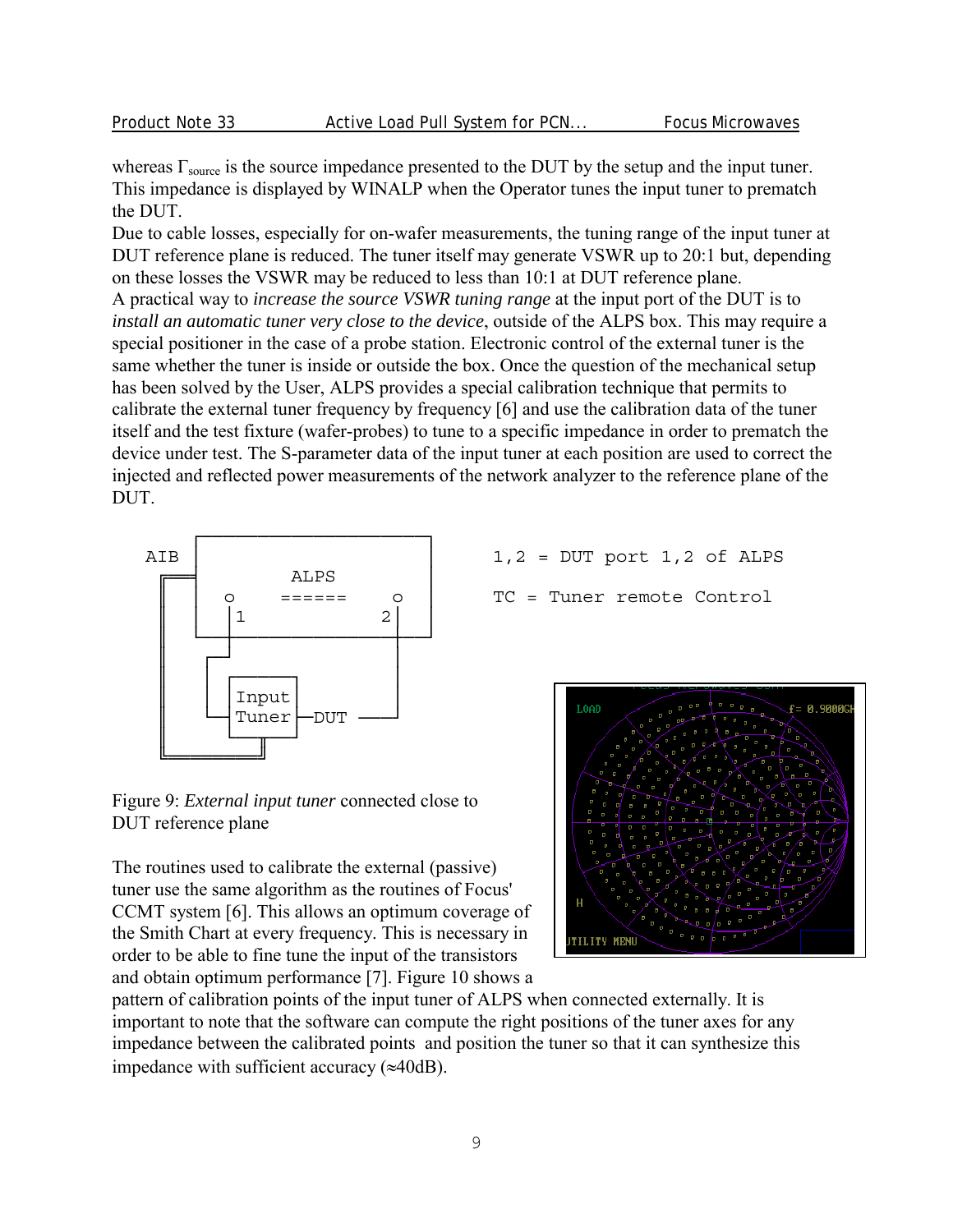whereas $\Gamma_{source}$ is the source impedance presented to the DUT by the setup and the input tuner. This impedance is displayed by WINALP when the Operator tunes the input tuner to prematch the DUT.

Due to cable losses, especially for on-wafer measurements, the tuning range of the input tuner at DUT reference plane is reduced. The tuner itself may generate VSWR up to 20:1 but, depending on these losses the VSWR may be reduced to less than 10:1 at DUT reference plane.

A practical way to *increase the source VSWR tuning range* at the input port of the DUT is to *install an automatic tuner very close to the device*, outside of the ALPS box. This may require a special positioner in the case of a probe station. Electronic control of the external tuner is the same whether the tuner is inside or outside the box. Once the question of the mechanical setup has been solved by the User, ALPS provides a special calibration technique that permits to calibrate the external tuner frequency by frequency [6] and use the calibration data of the tuner itself and the test fixture (wafer-probes) to tune to a specific impedance in order to prematch the device under test. The S-parameter data of the input tuner at each position are used to correct the injected and reflected power measurements of the network analyzer to the reference plane of the DUT.

```
        ┌──────────────────┐
AIB     │       ALPS       │      1,2 = DUT port 1,2 of ALPS
 ┌──────┤  o    ======   o │
 │      │  1            2│ │      TC = Tuner remote Control
 │      └──┼─────────────┼─┘
 │     ┌───┘             │
 │     │ ┌───────┐       │
 │     │ │Input  │       │
 │     └─┤Tuner  ├─DUT ──┘
 │       └───┬───┘
 └───────────┘
```

Figure 9: *External input tuner* connected close to DUT reference plane

The routines used to calibrate the external (passive) tuner use the same algorithm as the routines of Focus' CCMT system [6]. This allows an optimum coverage of the Smith Chart at every frequency. This is necessary in order to be able to fine tune the input of the transistors and obtain optimum performance [7]. Figure 10 shows a pattern of calibration points of the input tuner of ALPS when connected externally. It is important to note that the software can compute the right positions of the tuner axes for any impedance between the calibrated points and position the tuner so that it can synthesize this impedance with sufficient accuracy (≈40dB).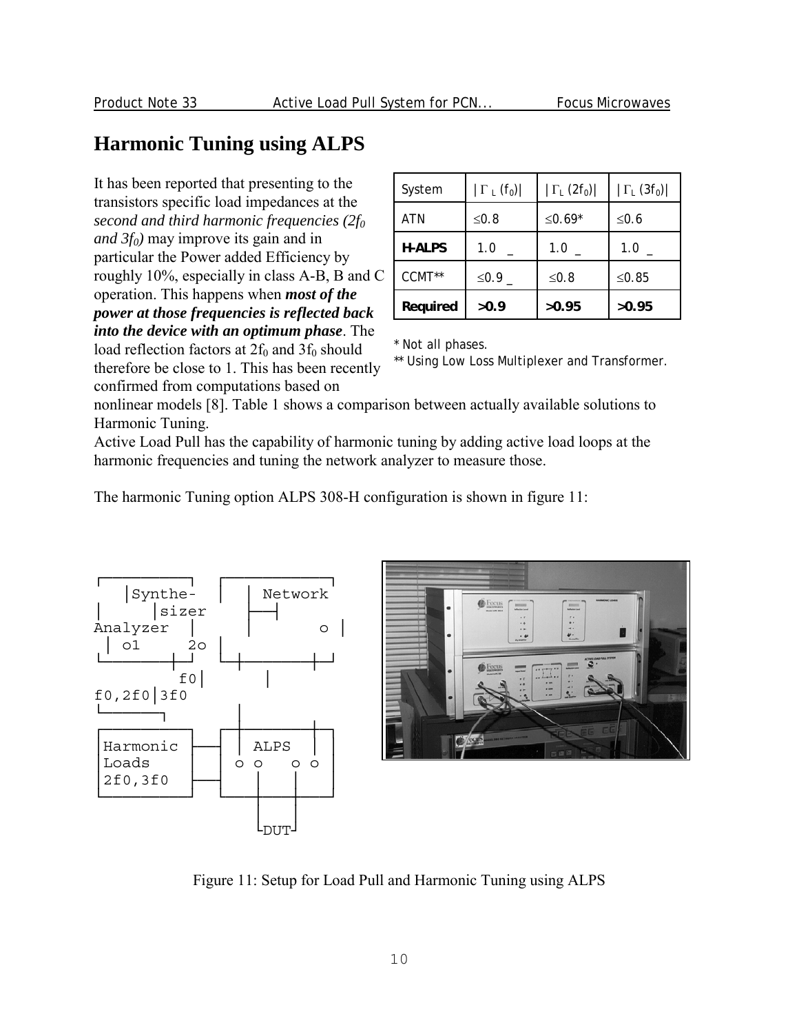## Harmonic Tuning using ALPS

It has been reported that presenting to the transistors specific load impedances at the *second and third harmonic frequencies ($2f_0$ and $3f_0$)* may improve its gain and in particular the Power added Efficiency by roughly 10%, especially in class A-B, B and C operation. This happens when ***most of the power at those frequencies is reflected back into the device with an optimum phase***. The load reflection factors at $2f_0$ and $3f_0$ should therefore be close to 1. This has been recently confirmed from computations based on nonlinear models [8]. Table 1 shows a comparison between actually available solutions to Harmonic Tuning.

| System | $\lvert\Gamma_L(f_0)\rvert$ | $\lvert\Gamma_L(2f_0)\rvert$ | $\lvert\Gamma_L(3f_0)\rvert$ |
|---|---|---|---|
| ATN | ≤0.8 | ≤0.69* | ≤0.6 |
| **H-ALPS** | 1.0 _ | 1.0 _ | 1.0 _ |
| CCMT** | ≤0.9 _ | ≤0.8 | ≤0.85 |
| **Required** | **>0.9** | **>0.95** | **>0.95** |

\* Not all phases.
** Using Low Loss Multiplexer and Transformer.

Active Load Pull has the capability of harmonic tuning by adding active load loops at the harmonic frequencies and tuning the network analyzer to measure those.

The harmonic Tuning option ALPS 308-H configuration is shown in figure 11:

```
┌──────────┐  ┌─────────────┐
│Synthe-   │  │ Network     │
│  sizer   │  │ Analyzer    │
│ o1    2o │  │          o  │
└──────┬───┘  └─┬───────┬───┘
       f0│      │       │
f0,2f0│3f0      │       │
┌──────────┐  ┌─────────────┐
│Harmonic  ├──┤  ALPS       │
│Loads     │  │ o o   o o   │
│2f0,3f0   ├──┤             │
└──────────┘  └─┬───────┬───┘
                └─DUT───┘
```

Figure 11: Setup for Load Pull and Harmonic Tuning using ALPS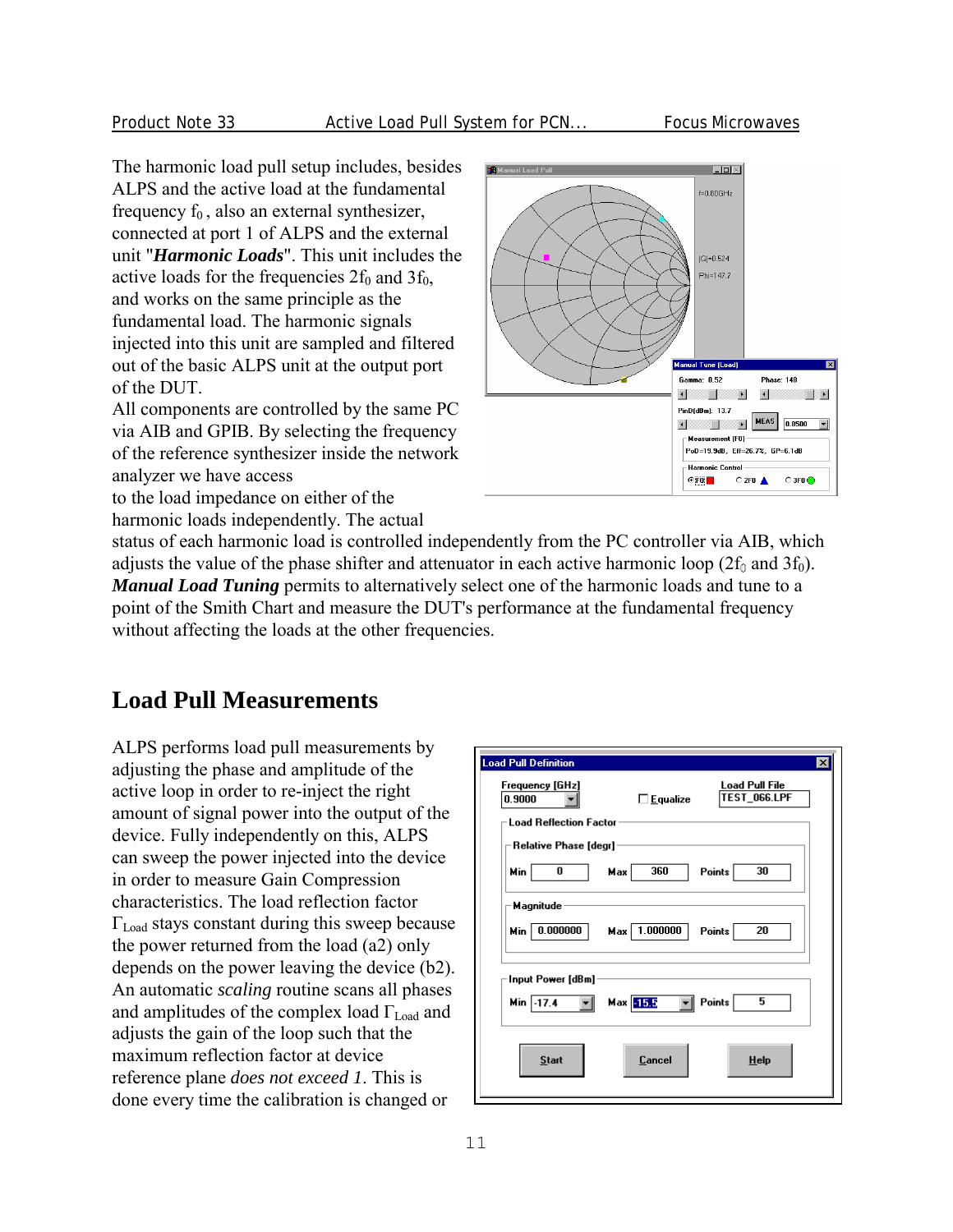The harmonic load pull setup includes, besides ALPS and the active load at the fundamental frequency $f_0$, also an external synthesizer, connected at port 1 of ALPS and the external unit "***Harmonic Loads***". This unit includes the active loads for the frequencies $2f_0$ and $3f_0$, and works on the same principle as the fundamental load. The harmonic signals injected into this unit are sampled and filtered out of the basic ALPS unit at the output port of the DUT.

All components are controlled by the same PC via AIB and GPIB. By selecting the frequency of the reference synthesizer inside the network analyzer we have access to the load impedance on either of the harmonic loads independently. The actual status of each harmonic load is controlled independently from the PC controller via AIB, which adjusts the value of the phase shifter and attenuator in each active harmonic loop ($2f_0$ and $3f_0$). ***Manual Load Tuning*** permits to alternatively select one of the harmonic loads and tune to a point of the Smith Chart and measure the DUT's performance at the fundamental frequency without affecting the loads at the other frequencies.

## Load Pull Measurements

ALPS performs load pull measurements by adjusting the phase and amplitude of the active loop in order to re-inject the right amount of signal power into the output of the device. Fully independently on this, ALPS can sweep the power injected into the device in order to measure Gain Compression characteristics. The load reflection factor $\Gamma_{Load}$ stays constant during this sweep because the power returned from the load (a2) only depends on the power leaving the device (b2). An automatic *scaling* routine scans all phases and amplitudes of the complex load $\Gamma_{Load}$ and adjusts the gain of the loop such that the maximum reflection factor at device reference plane *does not exceed 1*. This is done every time the calibration is changed or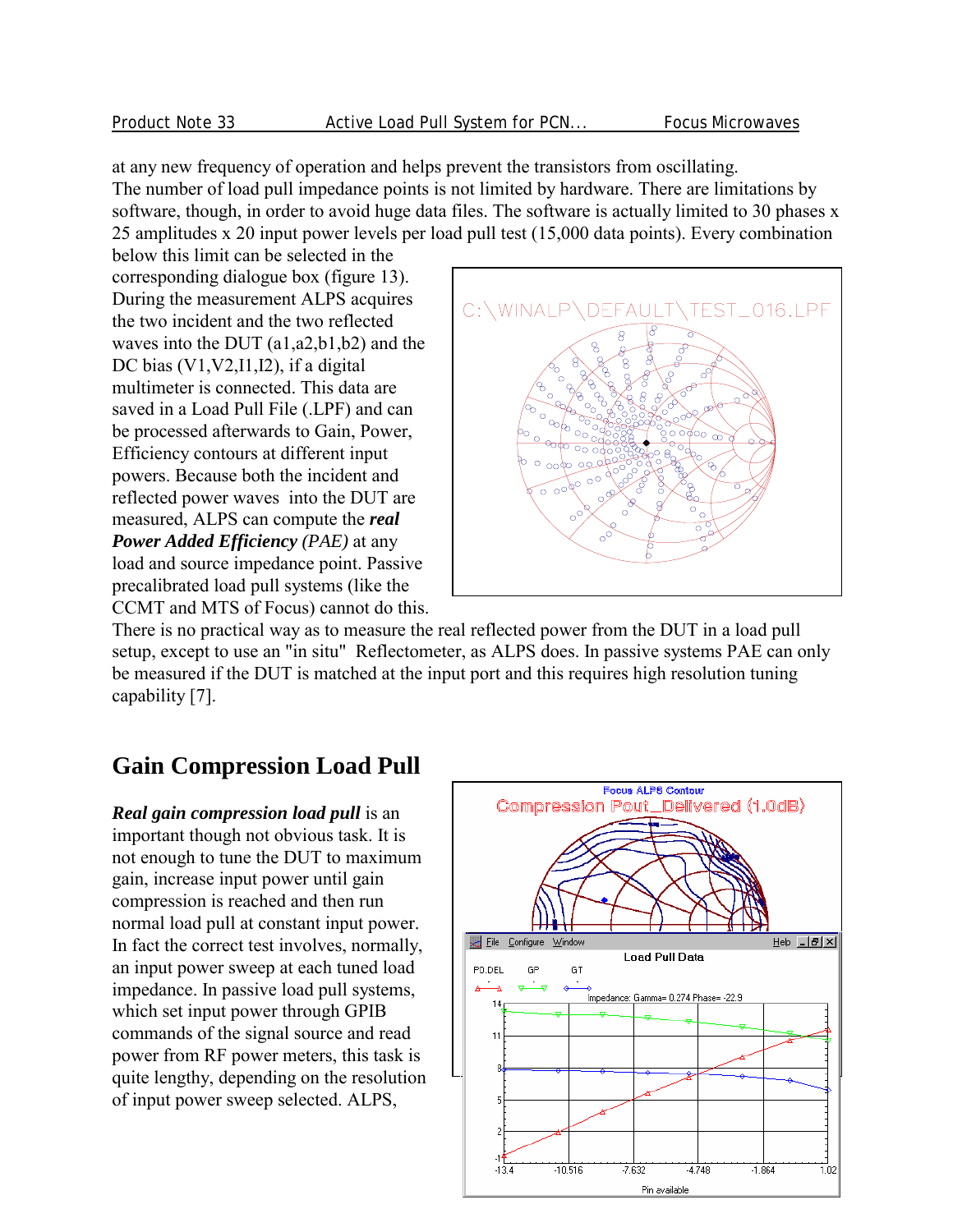at any new frequency of operation and helps prevent the transistors from oscillating.
The number of load pull impedance points is not limited by hardware. There are limitations by software, though, in order to avoid huge data files. The software is actually limited to 30 phases x 25 amplitudes x 20 input power levels per load pull test (15,000 data points). Every combination below this limit can be selected in the corresponding dialogue box (figure 13). During the measurement ALPS acquires the two incident and the two reflected waves into the DUT (a1,a2,b1,b2) and the DC bias (V1,V2,I1,I2), if a digital multimeter is connected. This data are saved in a Load Pull File (.LPF) and can be processed afterwards to Gain, Power, Efficiency contours at different input powers. Because both the incident and reflected power waves into the DUT are measured, ALPS can compute the ***real Power Added Efficiency*** *(PAE)* at any load and source impedance point. Passive precalibrated load pull systems (like the CCMT and MTS of Focus) cannot do this. There is no practical way as to measure the real reflected power from the DUT in a load pull setup, except to use an "in situ" Reflectometer, as ALPS does. In passive systems PAE can only be measured if the DUT is matched at the input port and this requires high resolution tuning capability [7].

## Gain Compression Load Pull

***Real gain compression load pull*** is an important though not obvious task. It is not enough to tune the DUT to maximum gain, increase input power until gain compression is reached and then run normal load pull at constant input power. In fact the correct test involves, normally, an input power sweep at each tuned load impedance. In passive load pull systems, which set input power through GPIB commands of the signal source and read power from RF power meters, this task is quite lengthy, depending on the resolution of input power sweep selected. ALPS,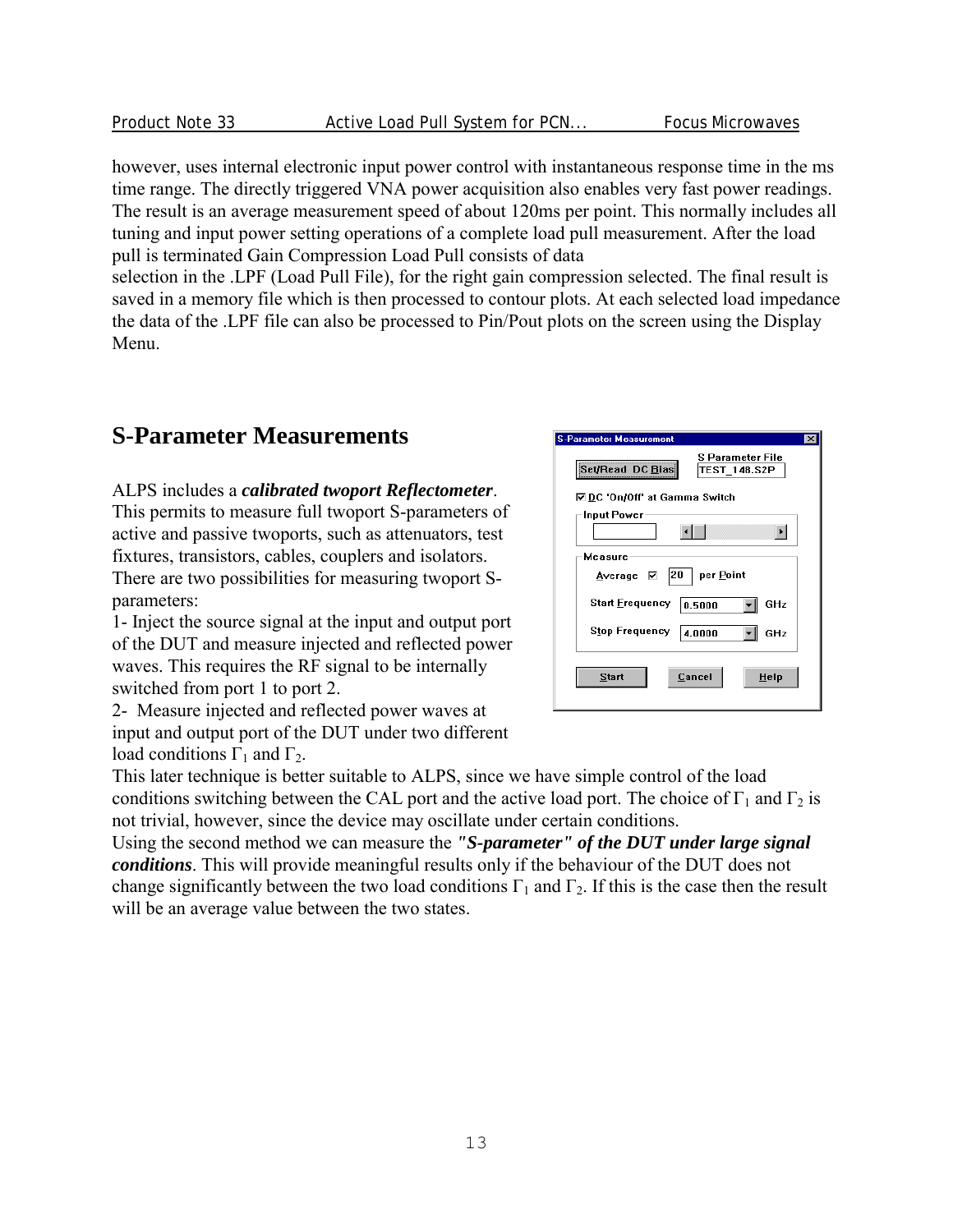however, uses internal electronic input power control with instantaneous response time in the ms time range. The directly triggered VNA power acquisition also enables very fast power readings. The result is an average measurement speed of about 120ms per point. This normally includes all tuning and input power setting operations of a complete load pull measurement. After the load pull is terminated Gain Compression Load Pull consists of data
selection in the .LPF (Load Pull File), for the right gain compression selected. The final result is saved in a memory file which is then processed to contour plots. At each selected load impedance the data of the .LPF file can also be processed to Pin/Pout plots on the screen using the Display Menu.

## S-Parameter Measurements

ALPS includes a ***calibrated twoport Reflectometer***. This permits to measure full twoport S-parameters of active and passive twoports, such as attenuators, test fixtures, transistors, cables, couplers and isolators. There are two possibilities for measuring twoport S-parameters:

1- Inject the source signal at the input and output port of the DUT and measure injected and reflected power waves. This requires the RF signal to be internally switched from port 1 to port 2.

2- Measure injected and reflected power waves at input and output port of the DUT under two different load conditions $\Gamma_1$ and $\Gamma_2$.

This later technique is better suitable to ALPS, since we have simple control of the load conditions switching between the CAL port and the active load port. The choice of $\Gamma_1$ and $\Gamma_2$ is not trivial, however, since the device may oscillate under certain conditions.

Using the second method we can measure the ***"S-parameter" of the DUT under large signal conditions***. This will provide meaningful results only if the behaviour of the DUT does not change significantly between the two load conditions $\Gamma_1$ and $\Gamma_2$. If this is the case then the result will be an average value between the two states.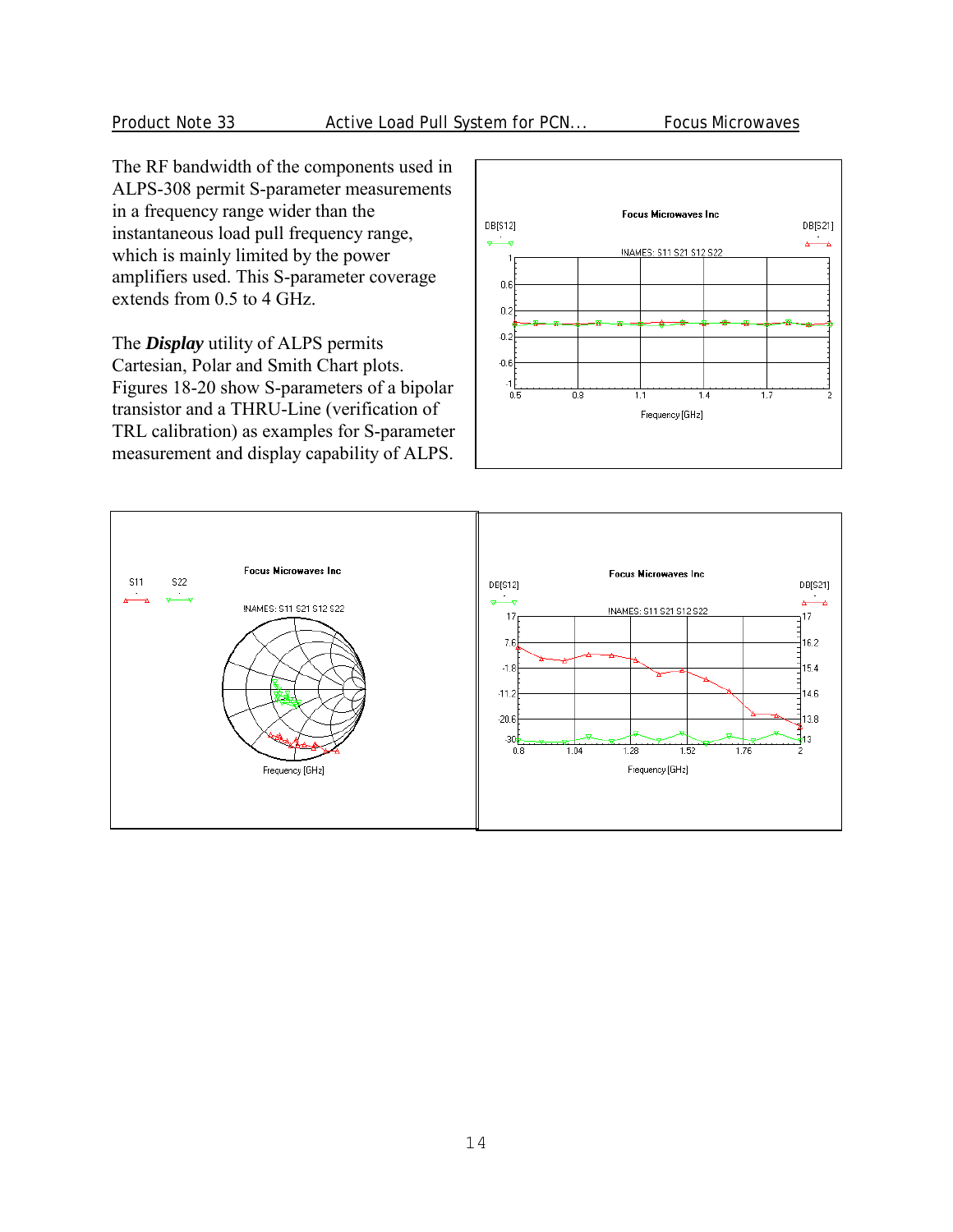The RF bandwidth of the components used in ALPS-308 permit S-parameter measurements in a frequency range wider than the instantaneous load pull frequency range, which is mainly limited by the power amplifiers used. This S-parameter coverage extends from 0.5 to 4 GHz.

The ***Display*** utility of ALPS permits Cartesian, Polar and Smith Chart plots. Figures 18-20 show S-parameters of a bipolar transistor and a THRU-Line (verification of TRL calibration) as examples for S-parameter measurement and display capability of ALPS.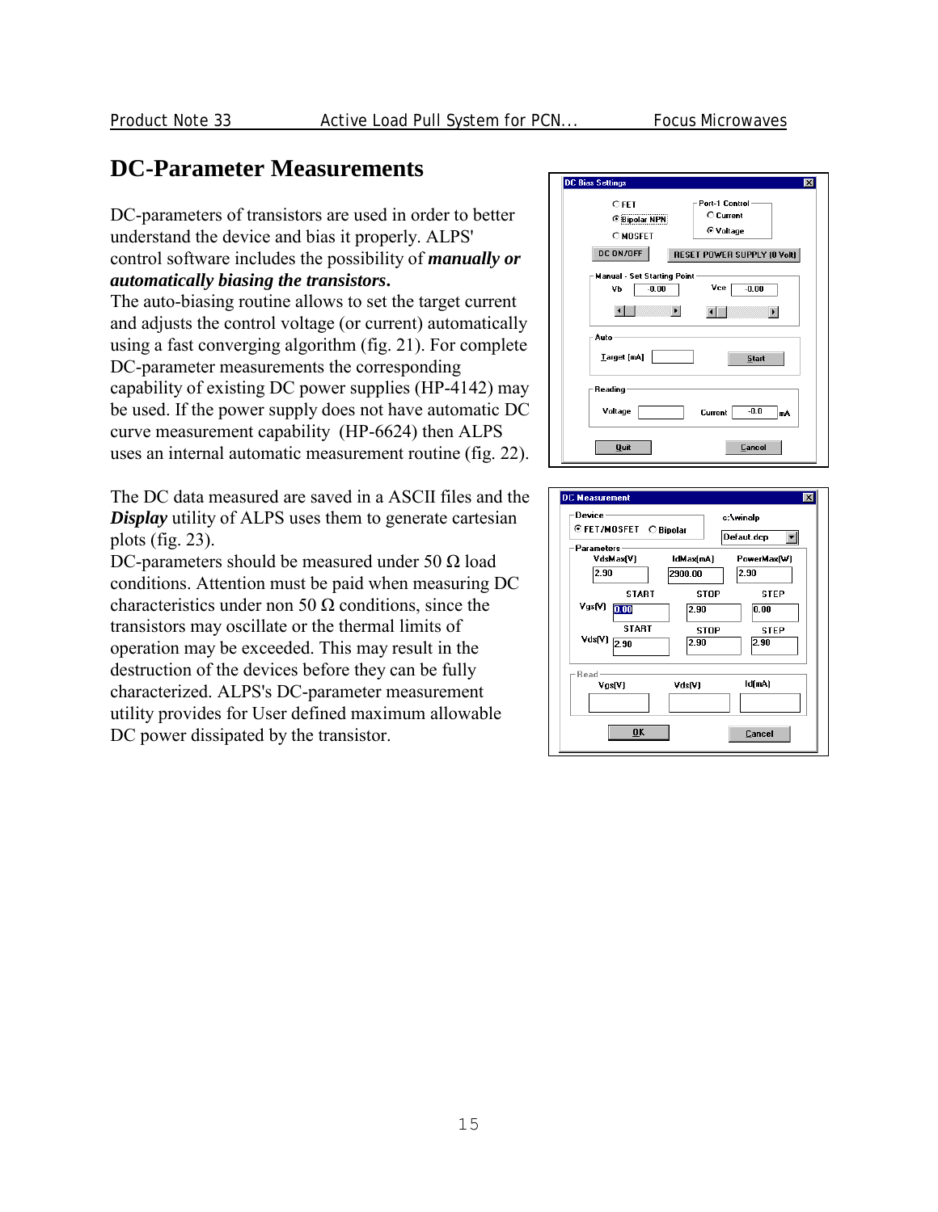## DC-Parameter Measurements

DC-parameters of transistors are used in order to better understand the device and bias it properly. ALPS' control software includes the possibility of ***manually or automatically biasing the transistors***.

The auto-biasing routine allows to set the target current and adjusts the control voltage (or current) automatically using a fast converging algorithm (fig. 21). For complete DC-parameter measurements the corresponding capability of existing DC power supplies (HP-4142) may be used. If the power supply does not have automatic DC curve measurement capability (HP-6624) then ALPS uses an internal automatic measurement routine (fig. 22).

The DC data measured are saved in a ASCII files and the ***Display*** utility of ALPS uses them to generate cartesian plots (fig. 23).

DC-parameters should be measured under 50 Ω load conditions. Attention must be paid when measuring DC characteristics under non 50 Ω conditions, since the transistors may oscillate or the thermal limits of operation may be exceeded. This may result in the destruction of the devices before they can be fully characterized. ALPS's DC-parameter measurement utility provides for User defined maximum allowable DC power dissipated by the transistor.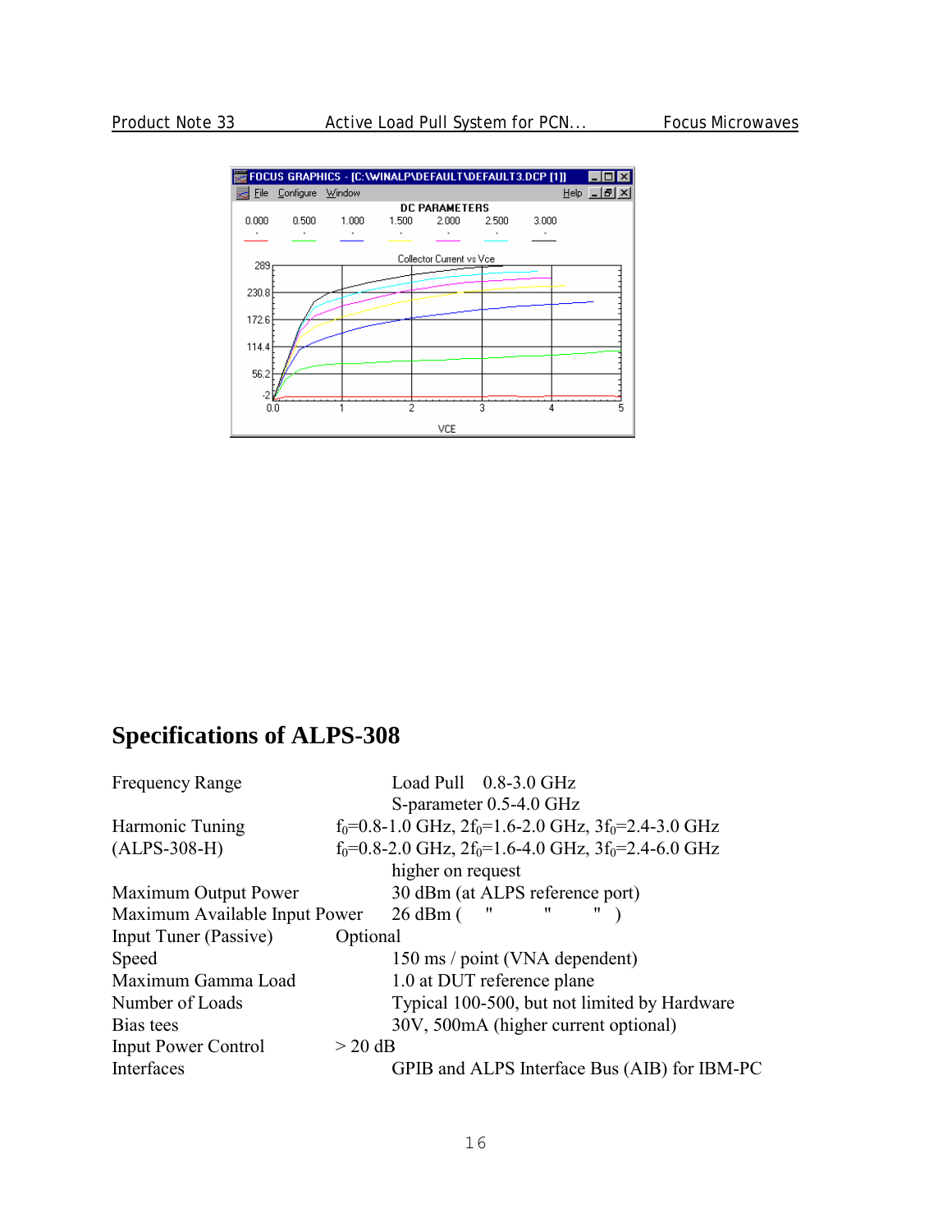## Specifications of ALPS-308

| | |
|---|---|
| Frequency Range | Load Pull 0.8-3.0 GHz |
| | S-parameter 0.5-4.0 GHz |
| Harmonic Tuning | $f_0$=0.8-1.0 GHz, $2f_0$=1.6-2.0 GHz, $3f_0$=2.4-3.0 GHz |
| (ALPS-308-H) | $f_0$=0.8-2.0 GHz, $2f_0$=1.6-4.0 GHz, $3f_0$=2.4-6.0 GHz |
| | higher on request |
| Maximum Output Power | 30 dBm (at ALPS reference port) |
| Maximum Available Input Power | 26 dBm ( " " " ) |
| Input Tuner (Passive) | Optional |
| Speed | 150 ms / point (VNA dependent) |
| Maximum Gamma Load | 1.0 at DUT reference plane |
| Number of Loads | Typical 100-500, but not limited by Hardware |
| Bias tees | 30V, 500mA (higher current optional) |
| Input Power Control | > 20 dB |
| Interfaces | GPIB and ALPS Interface Bus (AIB) for IBM-PC |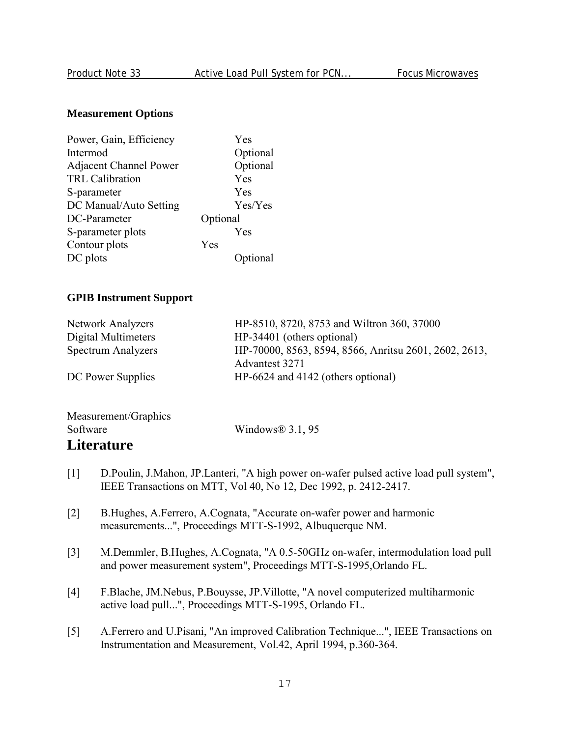### Measurement Options

| | |
|---|---|
| Power, Gain, Efficiency | Yes |
| Intermod | Optional |
| Adjacent Channel Power | Optional |
| TRL Calibration | Yes |
| S-parameter | Yes |
| DC Manual/Auto Setting | Yes/Yes |
| DC-Parameter | Optional |
| S-parameter plots | Yes |
| Contour plots | Yes |
| DC plots | Optional |

### GPIB Instrument Support

| | |
|---|---|
| Network Analyzers | HP-8510, 8720, 8753 and Wiltron 360, 37000 |
| Digital Multimeters | HP-34401 (others optional) |
| Spectrum Analyzers | HP-70000, 8563, 8594, 8566, Anritsu 2601, 2602, 2613, Advantest 3271 |
| DC Power Supplies | HP-6624 and 4142 (others optional) |

| | |
|---|---|
| Measurement/Graphics Software | Windows® 3.1, 95 |

# Literature

[1] D.Poulin, J.Mahon, JP.Lanteri, "A high power on-wafer pulsed active load pull system", IEEE Transactions on MTT, Vol 40, No 12, Dec 1992, p. 2412-2417.

[2] B.Hughes, A.Ferrero, A.Cognata, "Accurate on-wafer power and harmonic measurements...", Proceedings MTT-S-1992, Albuquerque NM.

[3] M.Demmler, B.Hughes, A.Cognata, "A 0.5-50GHz on-wafer, intermodulation load pull and power measurement system", Proceedings MTT-S-1995,Orlando FL.

[4] F.Blache, JM.Nebus, P.Bouysse, JP.Villotte, "A novel computerized multiharmonic active load pull...", Proceedings MTT-S-1995, Orlando FL.

[5] A.Ferrero and U.Pisani, "An improved Calibration Technique...", IEEE Transactions on Instrumentation and Measurement, Vol.42, April 1994, p.360-364.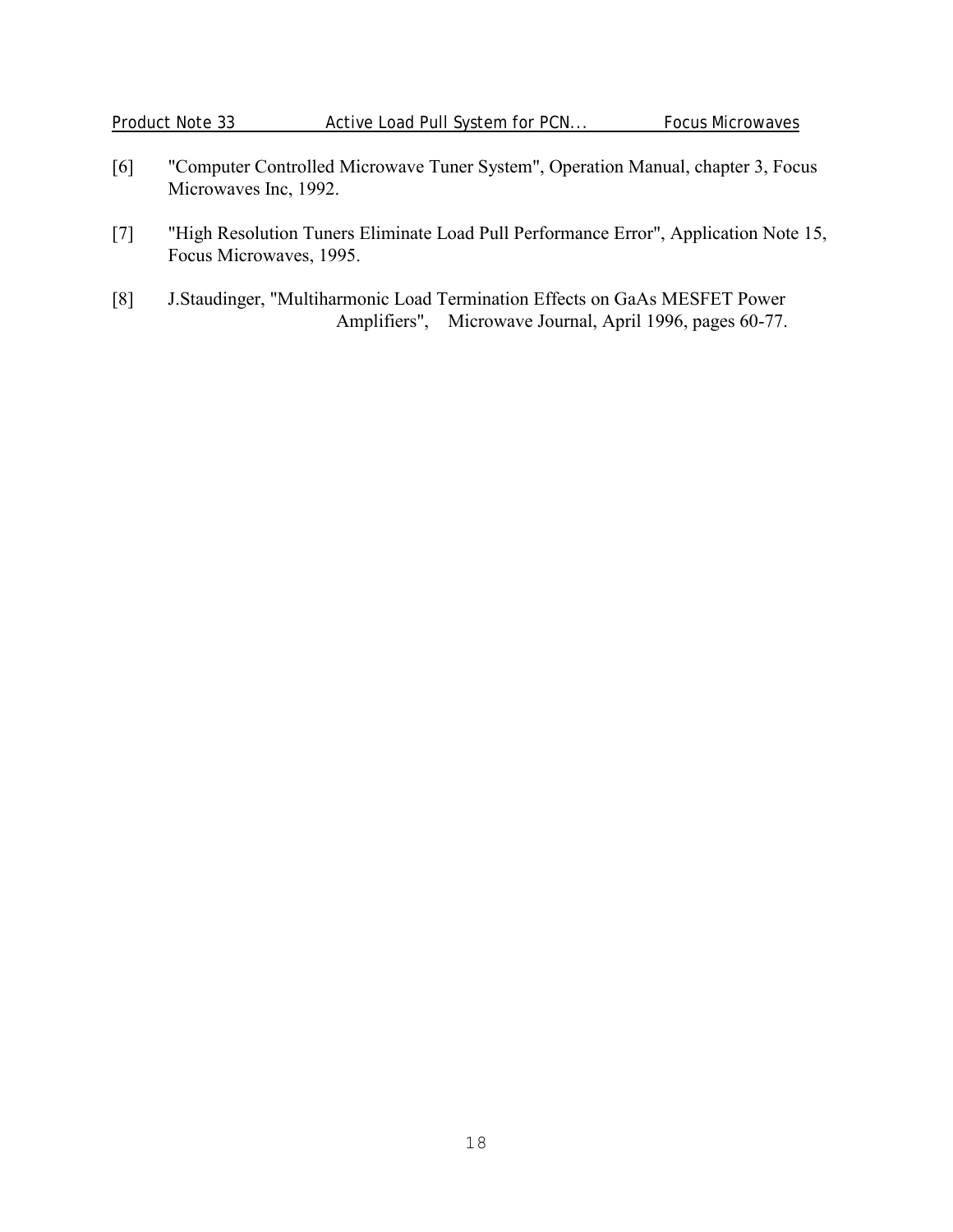[6] "Computer Controlled Microwave Tuner System", Operation Manual, chapter 3, Focus Microwaves Inc, 1992.

[7] "High Resolution Tuners Eliminate Load Pull Performance Error", Application Note 15, Focus Microwaves, 1995.

[8] J.Staudinger, "Multiharmonic Load Termination Effects on GaAs MESFET Power Amplifiers", Microwave Journal, April 1996, pages 60-77.